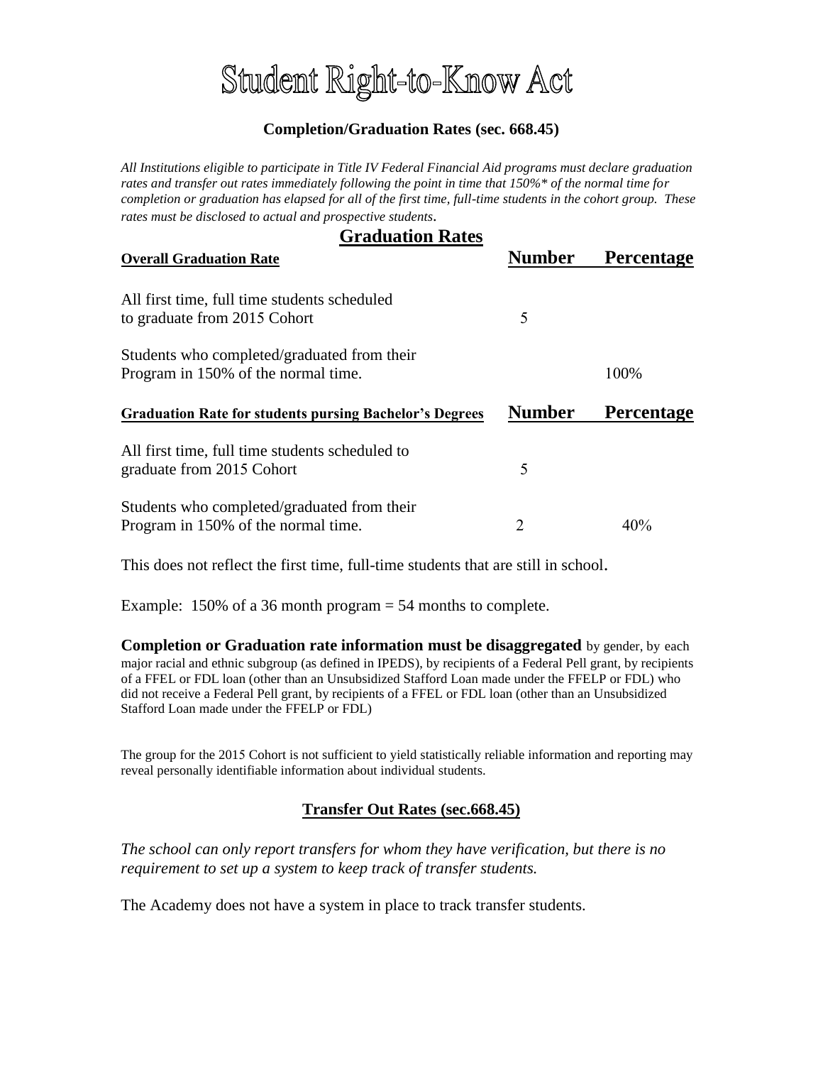# Student Right-to-Know Act

**Completion/Graduation Rates (sec. 668.45)**

*All Institutions eligible to participate in Title IV Federal Financial Aid programs must declare graduation rates and transfer out rates immediately following the point in time that 150%\* of the normal time for completion or graduation has elapsed for all of the first time, full-time students in the cohort group. These rates must be disclosed to actual and prospective students.*

## Graduation Rates

| **Overall Graduation Rate** | **Number** | **Percentage** |
|---|---|---|
| All first time, full time students scheduled to graduate from 2015 Cohort | 5 | |
| Students who completed/graduated from their Program in 150% of the normal time. | | 100% |

| **Graduation Rate for students pursing Bachelor's Degrees** | **Number** | **Percentage** |
|---|---|---|
| All first time, full time students scheduled to graduate from 2015 Cohort | 5 | |
| Students who completed/graduated from their Program in 150% of the normal time. | 2 | 40% |

This does not reflect the first time, full-time students that are still in school.

Example: 150% of a 36 month program = 54 months to complete.

**Completion or Graduation rate information must be disaggregated** by gender, by each major racial and ethnic subgroup (as defined in IPEDS), by recipients of a Federal Pell grant, by recipients of a FFEL or FDL loan (other than an Unsubsidized Stafford Loan made under the FFELP or FDL) who did not receive a Federal Pell grant, by recipients of a FFEL or FDL loan (other than an Unsubsidized Stafford Loan made under the FFELP or FDL)

The group for the 2015 Cohort is not sufficient to yield statistically reliable information and reporting may reveal personally identifiable information about individual students.

## Transfer Out Rates (sec.668.45)

*The school can only report transfers for whom they have verification, but there is no requirement to set up a system to keep track of transfer students.*

The Academy does not have a system in place to track transfer students.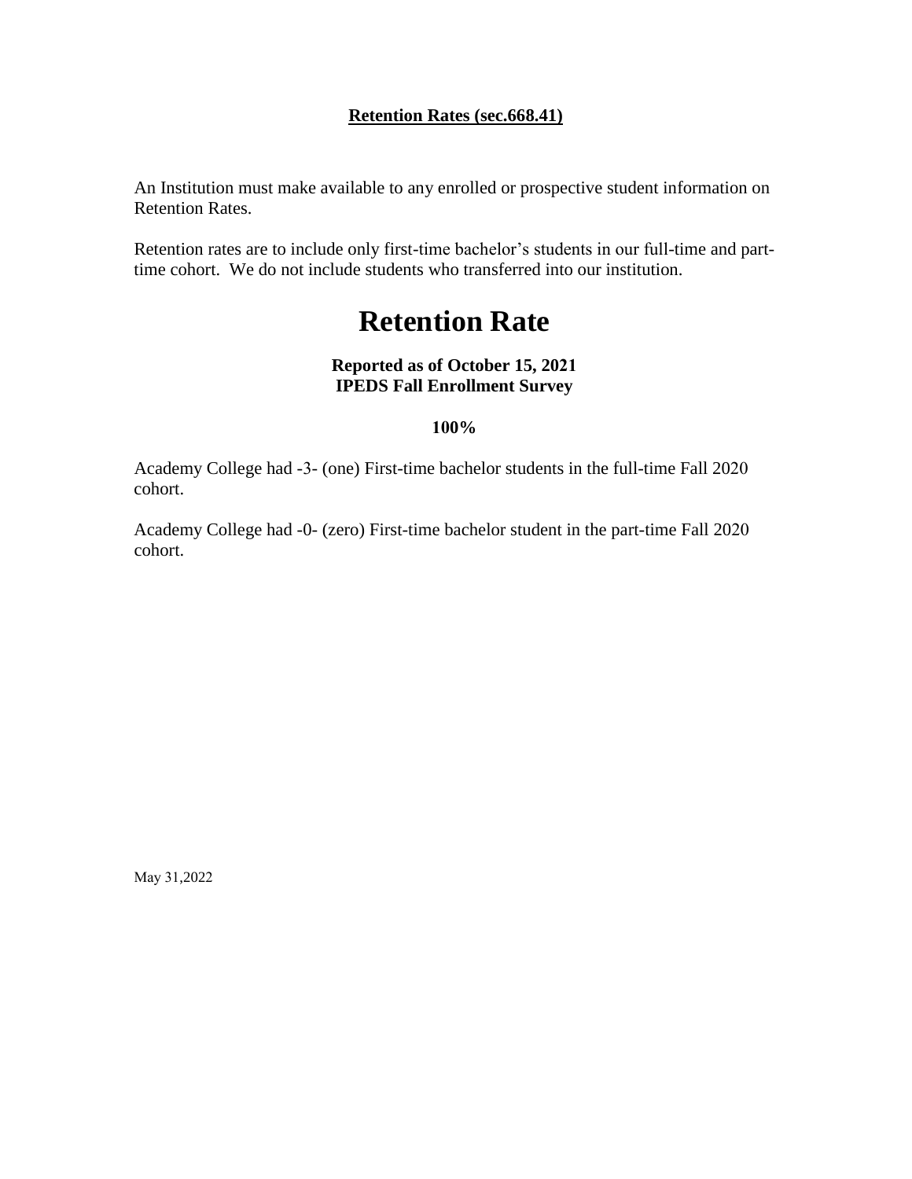**Retention Rates (sec.668.41)**

An Institution must make available to any enrolled or prospective student information on Retention Rates.

Retention rates are to include only first-time bachelor's students in our full-time and part-time cohort. We do not include students who transferred into our institution.

# Retention Rate

**Reported as of October 15, 2021**
**IPEDS Fall Enrollment Survey**

**100%**

Academy College had -3- (one) First-time bachelor students in the full-time Fall 2020 cohort.

Academy College had -0- (zero) First-time bachelor student in the part-time Fall 2020 cohort.

May 31,2022